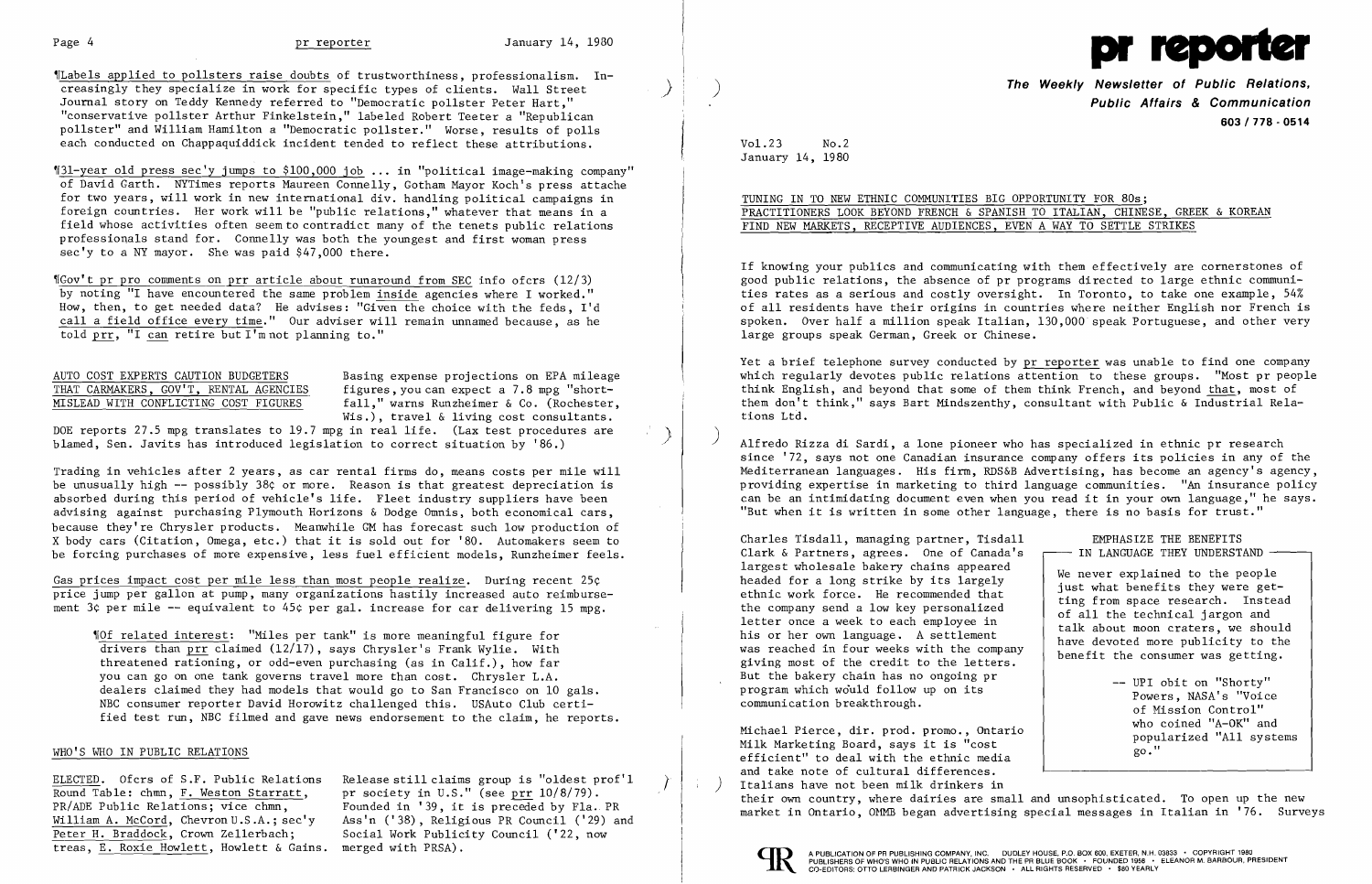¶Labels applied to pollsters raise doubts of trustworthiness, professionalism. Increasingly they specialize in work for specific types of clients. Wall Street Journal story on Teddy Kennedy referred to "Democratic pollster Peter Hart," "conservative pollster Arthur Finkelstein," labeled Robert Teeter a "Republican pollster" and William Hamilton a "Democratic pollster." Worse, results of polls each conducted on Chappaquiddick incident tended to reflect these attributions.

¶31-year old press sec'y jumps to $100,000 job ... in "political image-making company" of David Garth. NYTimes reports Maureen Connelly, Gotham Mayor Koch's press attache for two years, will work in new international div. handling political campaigns in foreign countries. Her work will be "public relations," whatever that means in a field whose activities often seem to contradict many of the tenets public relations professionals stand for. Connelly was both the youngest and first woman press sec'y to a NY mayor. She was paid $47,000 there.

¶Gov't pr pro comments on prr article about runaround from SEC info ofcrs (12/3) by noting "I have encountered the same problem inside agencies where I worked." How, then, to get needed data? He advises: "Given the choice with the feds, I'd call a field office every time." Our adviser will remain unnamed because, as he told prr, "I can retire but I'm not planning to."

## AUTO COST EXPERTS CAUTION BUDGETERS THAT CARMAKERS, GOV'T, RENTAL AGENCIES MISLEAD WITH CONFLICTING COST FIGURES

Basing expense projections on EPA mileage figures, you can expect a 7.8 mpg "shortfall," warns Runzheimer & Co. (Rochester, Wis.), travel & living cost consultants. DOE reports 27.5 mpg translates to 19.7 mpg in real life. (Lax test procedures are blamed, Sen. Javits has introduced legislation to correct situation by '86.)

Trading in vehicles after 2 years, as car rental firms do, means costs per mile will be unusually high -- possibly 38¢ or more. Reason is that greatest depreciation is absorbed during this period of vehicle's life. Fleet industry suppliers have been advising against purchasing Plymouth Horizons & Dodge Omnis, both economical cars, because they're Chrysler products. Meanwhile GM has forecast such low production of X body cars (Citation, Omega, etc.) that it is sold out for '80. Automakers seem to be forcing purchases of more expensive, less fuel efficient models, Runzheimer feels.

Gas prices impact cost per mile less than most people realize. During recent 25¢ price jump per gallon at pump, many organizations hastily increased auto reimbursement 3¢ per mile -- equivalent to 45¢ per gal. increase for car delivering 15 mpg.

> ¶Of related interest: "Miles per tank" is more meaningful figure for drivers than prr claimed (12/17), says Chrysler's Frank Wylie. With threatened rationing, or odd-even purchasing (as in Calif.), how far you can go on one tank governs travel more than cost. Chrysler L.A. dealers claimed they had models that would go to San Francisco on 10 gals. NBC consumer reporter David Horowitz challenged this. USAuto Club certified test run, NBC filmed and gave news endorsement to the claim, he reports.

## WHO'S WHO IN PUBLIC RELATIONS

ELECTED. Ofcrs of S.F. Public Relations Round Table: chmn, F. Weston Starratt, PR/ADE Public Relations; vice chmn, William A. McCord, Chevron U.S.A.; sec'y Peter H. Braddock, Crown Zellerbach; treas, E. Roxie Howlett, Howlett & Gains. Release still claims group is "oldest prof'l pr society in U.S." (see prr 10/8/79). Founded in '39, it is preceded by Fla. PR Ass'n ('38), Religious PR Council ('29) and Social Work Publicity Council ('22, now merged with PRSA).

# pr reporter

**The Weekly Newsletter of Public Relations, Public Affairs & Communication**
**603 / 778 - 0514**

Vol.23 No.2
January 14, 1980

## TUNING IN TO NEW ETHNIC COMMUNITIES BIG OPPORTUNITY FOR 80s; PRACTITIONERS LOOK BEYOND FRENCH & SPANISH TO ITALIAN, CHINESE, GREEK & KOREAN FIND NEW MARKETS, RECEPTIVE AUDIENCES, EVEN A WAY TO SETTLE STRIKES

If knowing your publics and communicating with them effectively are cornerstones of good public relations, the absence of pr programs directed to large ethnic communities rates as a serious and costly oversight. In Toronto, to take one example, 54% of all residents have their origins in countries where neither English nor French is spoken. Over half a million speak Italian, 130,000 speak Portuguese, and other very large groups speak German, Greek or Chinese.

Yet a brief telephone survey conducted by pr reporter was unable to find one company which regularly devotes public relations attention to these groups. "Most pr people think English, and beyond that some of them think French, and beyond that, most of them don't think," says Bart Mindszenthy, consultant with Public & Industrial Relations Ltd.

Alfredo Rizza di Sardi, a lone pioneer who has specialized in ethnic pr research since '72, says not one Canadian insurance company offers its policies in any of the Mediterranean languages. His firm, RDS&B Advertising, has become an agency's agency, providing expertise in marketing to third language communities. "An insurance policy can be an intimidating document even when you read it in your own language," he says. "But when it is written in some other language, there is no basis for trust."

Charles Tisdall, managing partner, Tisdall Clark & Partners, agrees. One of Canada's largest wholesale bakery chains appeared headed for a long strike by its largely ethnic work force. He recommended that the company send a low key personalized letter once a week to each employee in his or her own language. A settlement was reached in four weeks with the company giving most of the credit to the letters. But the bakery chain has no ongoing pr program which would follow up on its communication breakthrough.

> **EMPHASIZE THE BENEFITS IN LANGUAGE THEY UNDERSTAND**
>
> We never explained to the people just what benefits they were getting from space research. Instead of all the technical jargon and talk about moon craters, we should have devoted more publicity to the benefit the consumer was getting.
>
> -- UPI obit on "Shorty" Powers, NASA's "Voice of Mission Control" who coined "A-OK" and popularized "All systems go."

Michael Pierce, dir. prod. promo., Ontario Milk Marketing Board, says it is "cost efficient" to deal with the ethnic media and take note of cultural differences. Italians have not been milk drinkers in their own country, where dairies are small and unsophisticated. To open up the new market in Ontario, OMMB began advertising special messages in Italian in '76. Surveys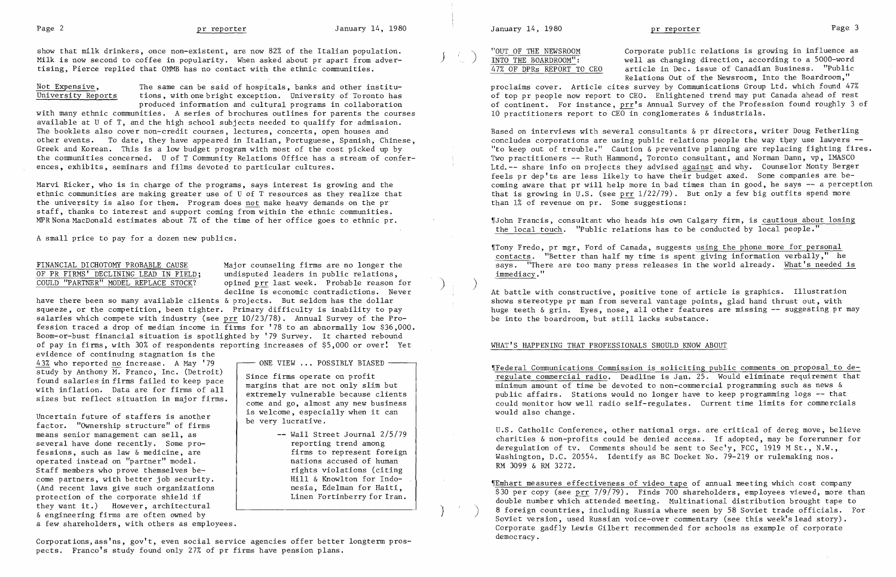show that milk drinkers, once non-existent, are now 82% of the Italian population. Milk is now second to coffee in popularity. When asked about pr apart from advertising, Pierce replied that OMMB has no contact with the ethnic communities.

**Not Expensive, University Reports** The same can be said of hospitals, banks and other institutions, with one bright exception. University of Toronto has produced information and cultural programs in collaboration with many ethnic communities. A series of brochures outlines for parents the courses available at U of T, and the high school subjects needed to qualify for admission. The booklets also cover non-credit courses, lectures, concerts, open houses and other events. To date, they have appeared in Italian, Portuguese, Spanish, Chinese, Greek and Korean. This is a low budget program with most of the cost picked up by the communities concerned. U of T Community Relations Office has a stream of conferences, exhibits, seminars and films devoted to particular cultures.

Marvi Ricker, who is in charge of the programs, says interest is growing and the ethnic communities are making greater use of U of T resources as they realize that the university is also for them. Program does not make heavy demands on the pr staff, thanks to interest and support coming from within the ethnic communities. MPR Nona MacDonald estimates about 7% of the time of her office goes to ethnic pr.

A small price to pay for a dozen new publics.

**FINANCIAL DICHOTOMY PROBABLE CAUSE OF PR FIRMS' DECLINING LEAD IN FIELD; COULD "PARTNER" MODEL REPLACE STOCK?** Major counseling firms are no longer the undisputed leaders in public relations, opined prr last week. Probable reason for decline is economic contradictions. Never have there been so many available clients & projects. But seldom has the dollar squeeze, or the competition, been tighter. Primary difficulty is inability to pay salaries which compete with industry (see prr 10/23/78). Annual Survey of the Profession traced a drop of median income in firms for '78 to an abnormally low $36,000. Boom-or-bust financial situation is spotlighted by '79 Survey. It charted rebound of pay in firms, with 30% of respondents reporting increases of $5,000 or over! Yet evidence of continuing stagnation is the 43% who reported no increase. A May '79 study by Anthony M. Franco, Inc. (Detroit) found salaries in firms failed to keep pace with inflation. Data are for firms of all sizes but reflect situation in major firms.

> **ONE VIEW ... POSSIBLY BIASED**
>
> Since firms operate on profit margins that are not only slim but extremely vulnerable because clients come and go, almost any new business is welcome, especially when it can be very lucrative.
>
> -- Wall Street Journal 2/5/79 reporting trend among firms to represent foreign nations accused of human rights violations (citing Hill & Knowlton for Indonesia, Edelman for Haiti, Linen Fortinberry for Iran.

Uncertain future of staffers is another factor. "Ownership structure" of firms means senior management can sell, as several have done recently. Some professions, such as law & medicine, are operated instead on "partner" model. Staff members who prove themselves become partners, with better job security. (And recent laws give such organizations protection of the corporate shield if they want it.) However, architectural & engineering firms are often owned by a few shareholders, with others as employees.

Corporations, ass'ns, gov't, even social service agencies offer better longterm prospects. Franco's study found only 27% of pr firms have pension plans.

**"OUT OF THE NEWSROOM INTO THE BOARDROOM": 47% OF DPRs REPORT TO CEO** Corporate public relations is growing in influence as well as changing direction, according to a 5000-word article in Dec. issue of Canadian Business. "Public Relations Out of the Newsroom, Into the Boardroom," proclaims cover. Article cites survey by Communications Group Ltd. which found 47% of top pr people now report to CEO. Enlightened trend may put Canada ahead of rest of continent. For instance, prr's Annual Survey of the Profession found roughly 3 of 10 practitioners report to CEO in conglomerates & industrials.

Based on interviews with several consultants & pr directors, writer Doug Fetherling concludes corporations are using public relations people the way they use lawyers -- "to keep out of trouble." Caution & preventive planning are replacing fighting fires. Two practitioners -- Ruth Hammond, Toronto consultant, and Norman Dann, vp, IMASCO Ltd.-- share info on projects they advised against and why. Counselor Monty Berger feels pr dep'ts are less likely to have their budget axed. Some companies are becoming aware that pr will help more in bad times than in good, he says -- a perception that is growing in U.S. (see prr 1/22/79). But only a few big outfits spend more than 1% of revenue on pr. Some suggestions:

¶John Francis, consultant who heads his own Calgary firm, is cautious about losing the local touch. "Public relations has to be conducted by local people."

¶Tony Fredo, pr mgr, Ford of Canada, suggests using the phone more for personal contacts. "Better than half my time is spent giving information verbally," he says. "There are too many press releases in the world already. What's needed is immediacy."

At battle with constructive, positive tone of article is graphics. Illustration shows stereotype pr man from several vantage points, glad hand thrust out, with huge teeth & grin. Eyes, nose, all other features are missing -- suggesting pr may be into the boardroom, but still lacks substance.

## WHAT'S HAPPENING THAT PROFESSIONALS SHOULD KNOW ABOUT

¶Federal Communications Commission is soliciting public comments on proposal to deregulate commercial radio. Deadline is Jan. 25. Would eliminate requirement that minimum amount of time be devoted to non-commercial programming such as news & public affairs. Stations would no longer have to keep programming logs -- that could monitor how well radio self-regulates. Current time limits for commercials would also change.

U.S. Catholic Conference, other national orgs. are critical of dereg move, believe charities & non-profits could be denied access. If adopted, may be forerunner for deregulation of tv. Comments should be sent to Sec'y, FCC, 1919 M St., N.W., Washington, D.C. 20554. Identify as BC Docket No. 79-219 or rulemaking nos. RM 3099 & RM 3272.

¶Emhart measures effectiveness of video tape of annual meeting which cost company $30 per copy (see prr 7/9/79). Finds 700 shareholders, employees viewed, more than double number which attended meeting. Multinational distribution brought tape to 8 foreign countries, including Russia where seen by 58 Soviet trade officials. For Soviet version, used Russian voice-over commentary (see this week's lead story). Corporate gadfly Lewis Gilbert recommended for schools as example of corporate democracy.